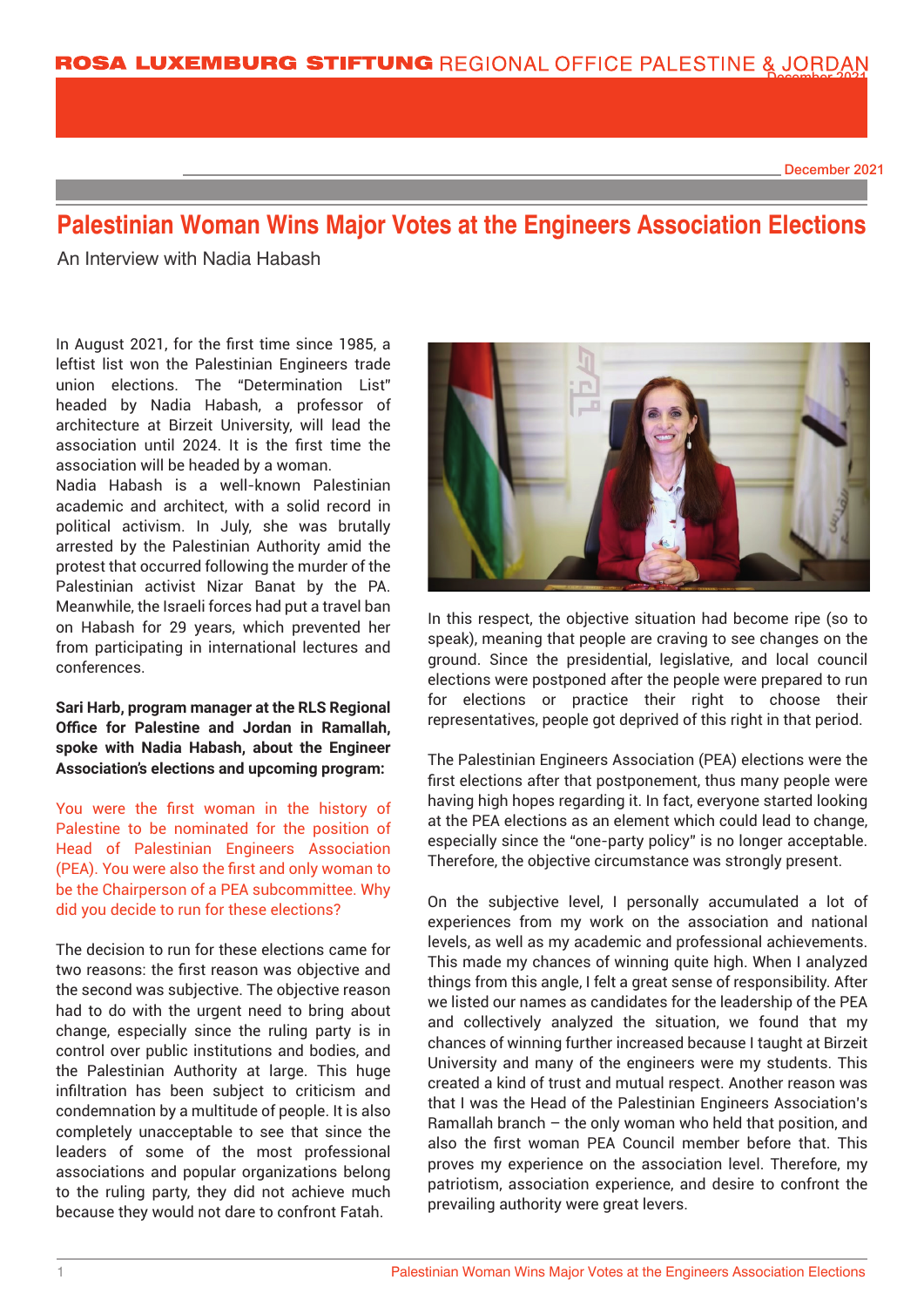ROSA LUXEMBURG STIFTUNG REGIONAL OFFICE PALESTINE & JORDAN

December 2021

# Palestinian Woman Wins Major Votes at the Engineers Association Elections

An Interview with Nadia Habash

In August 2021, for the first time since 1985, a leftist list won the Palestinian Engineers trade union elections. The "Determination List" headed by Nadia Habash, a professor of architecture at Birzeit University, will lead the association until 2024. It is the first time the association will be headed by a woman.
Nadia Habash is a well-known Palestinian academic and architect, with a solid record in political activism. In July, she was brutally arrested by the Palestinian Authority amid the protest that occurred following the murder of the Palestinian activist Nizar Banat by the PA. Meanwhile, the Israeli forces had put a travel ban on Habash for 29 years, which prevented her from participating in international lectures and conferences.

**Sari Harb, program manager at the RLS Regional Office for Palestine and Jordan in Ramallah, spoke with Nadia Habash, about the Engineer Association's elections and upcoming program:**

You were the first woman in the history of Palestine to be nominated for the position of Head of Palestinian Engineers Association (PEA). You were also the first and only woman to be the Chairperson of a PEA subcommittee. Why did you decide to run for these elections?

The decision to run for these elections came for two reasons: the first reason was objective and the second was subjective. The objective reason had to do with the urgent need to bring about change, especially since the ruling party is in control over public institutions and bodies, and the Palestinian Authority at large. This huge infiltration has been subject to criticism and condemnation by a multitude of people. It is also completely unacceptable to see that since the leaders of some of the most professional associations and popular organizations belong to the ruling party, they did not achieve much because they would not dare to confront Fatah.

In this respect, the objective situation had become ripe (so to speak), meaning that people are craving to see changes on the ground. Since the presidential, legislative, and local council elections were postponed after the people were prepared to run for elections or practice their right to choose their representatives, people got deprived of this right in that period.

The Palestinian Engineers Association (PEA) elections were the first elections after that postponement, thus many people were having high hopes regarding it. In fact, everyone started looking at the PEA elections as an element which could lead to change, especially since the "one-party policy" is no longer acceptable. Therefore, the objective circumstance was strongly present.

On the subjective level, I personally accumulated a lot of experiences from my work on the association and national levels, as well as my academic and professional achievements. This made my chances of winning quite high. When I analyzed things from this angle, I felt a great sense of responsibility. After we listed our names as candidates for the leadership of the PEA and collectively analyzed the situation, we found that my chances of winning further increased because I taught at Birzeit University and many of the engineers were my students. This created a kind of trust and mutual respect. Another reason was that I was the Head of the Palestinian Engineers Association's Ramallah branch – the only woman who held that position, and also the first woman PEA Council member before that. This proves my experience on the association level. Therefore, my patriotism, association experience, and desire to confront the prevailing authority were great levers.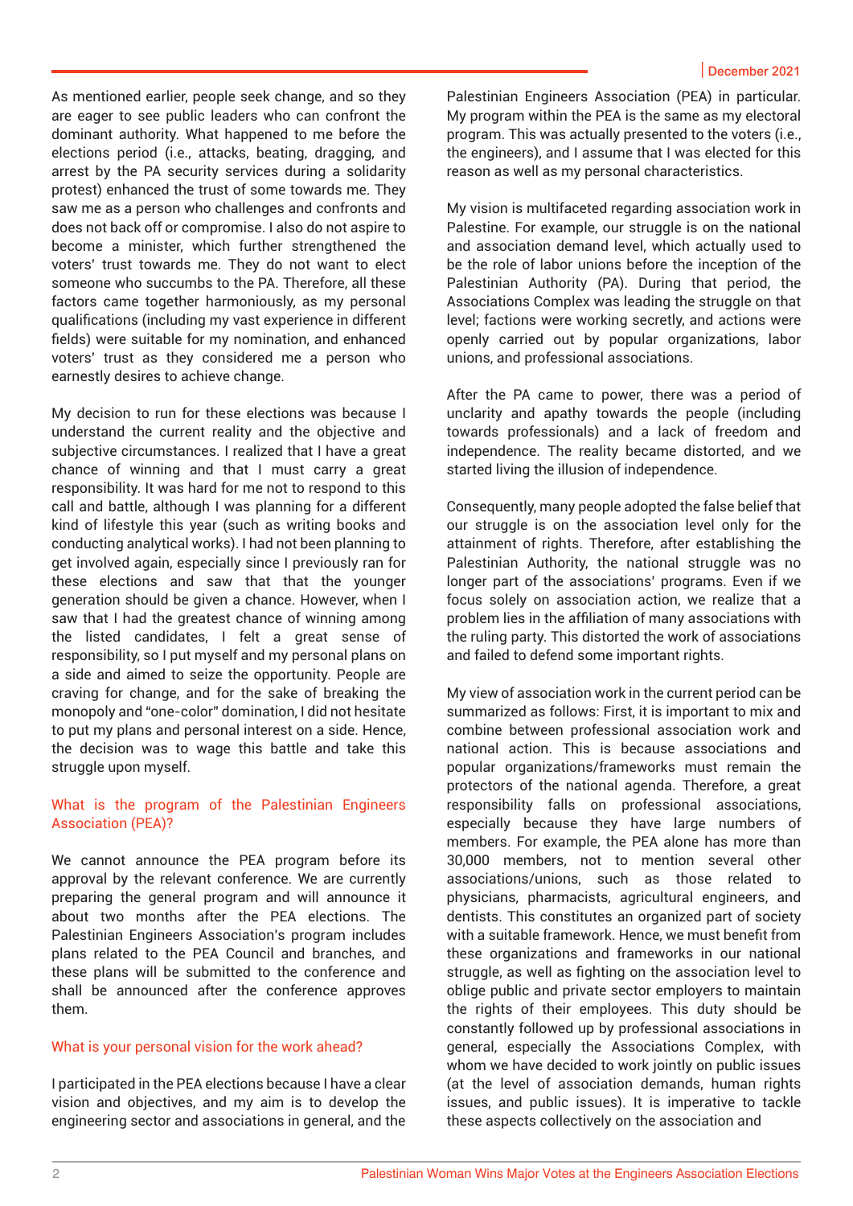As mentioned earlier, people seek change, and so they are eager to see public leaders who can confront the dominant authority. What happened to me before the elections period (i.e., attacks, beating, dragging, and arrest by the PA security services during a solidarity protest) enhanced the trust of some towards me. They saw me as a person who challenges and confronts and does not back off or compromise. I also do not aspire to become a minister, which further strengthened the voters' trust towards me. They do not want to elect someone who succumbs to the PA. Therefore, all these factors came together harmoniously, as my personal qualifications (including my vast experience in different fields) were suitable for my nomination, and enhanced voters' trust as they considered me a person who earnestly desires to achieve change.

My decision to run for these elections was because I understand the current reality and the objective and subjective circumstances. I realized that I have a great chance of winning and that I must carry a great responsibility. It was hard for me not to respond to this call and battle, although I was planning for a different kind of lifestyle this year (such as writing books and conducting analytical works). I had not been planning to get involved again, especially since I previously ran for these elections and saw that that the younger generation should be given a chance. However, when I saw that I had the greatest chance of winning among the listed candidates, I felt a great sense of responsibility, so I put myself and my personal plans on a side and aimed to seize the opportunity. People are craving for change, and for the sake of breaking the monopoly and "one-color" domination, I did not hesitate to put my plans and personal interest on a side. Hence, the decision was to wage this battle and take this struggle upon myself.

### What is the program of the Palestinian Engineers Association (PEA)?

We cannot announce the PEA program before its approval by the relevant conference. We are currently preparing the general program and will announce it about two months after the PEA elections. The Palestinian Engineers Association's program includes plans related to the PEA Council and branches, and these plans will be submitted to the conference and shall be announced after the conference approves them.

### What is your personal vision for the work ahead?

I participated in the PEA elections because I have a clear vision and objectives, and my aim is to develop the engineering sector and associations in general, and the Palestinian Engineers Association (PEA) in particular. My program within the PEA is the same as my electoral program. This was actually presented to the voters (i.e., the engineers), and I assume that I was elected for this reason as well as my personal characteristics.

My vision is multifaceted regarding association work in Palestine. For example, our struggle is on the national and association demand level, which actually used to be the role of labor unions before the inception of the Palestinian Authority (PA). During that period, the Associations Complex was leading the struggle on that level; factions were working secretly, and actions were openly carried out by popular organizations, labor unions, and professional associations.

After the PA came to power, there was a period of unclarity and apathy towards the people (including towards professionals) and a lack of freedom and independence. The reality became distorted, and we started living the illusion of independence.

Consequently, many people adopted the false belief that our struggle is on the association level only for the attainment of rights. Therefore, after establishing the Palestinian Authority, the national struggle was no longer part of the associations' programs. Even if we focus solely on association action, we realize that a problem lies in the affiliation of many associations with the ruling party. This distorted the work of associations and failed to defend some important rights.

My view of association work in the current period can be summarized as follows: First, it is important to mix and combine between professional association work and national action. This is because associations and popular organizations/frameworks must remain the protectors of the national agenda. Therefore, a great responsibility falls on professional associations, especially because they have large numbers of members. For example, the PEA alone has more than 30,000 members, not to mention several other associations/unions, such as those related to physicians, pharmacists, agricultural engineers, and dentists. This constitutes an organized part of society with a suitable framework. Hence, we must benefit from these organizations and frameworks in our national struggle, as well as fighting on the association level to oblige public and private sector employers to maintain the rights of their employees. This duty should be constantly followed up by professional associations in general, especially the Associations Complex, with whom we have decided to work jointly on public issues (at the level of association demands, human rights issues, and public issues). It is imperative to tackle these aspects collectively on the association and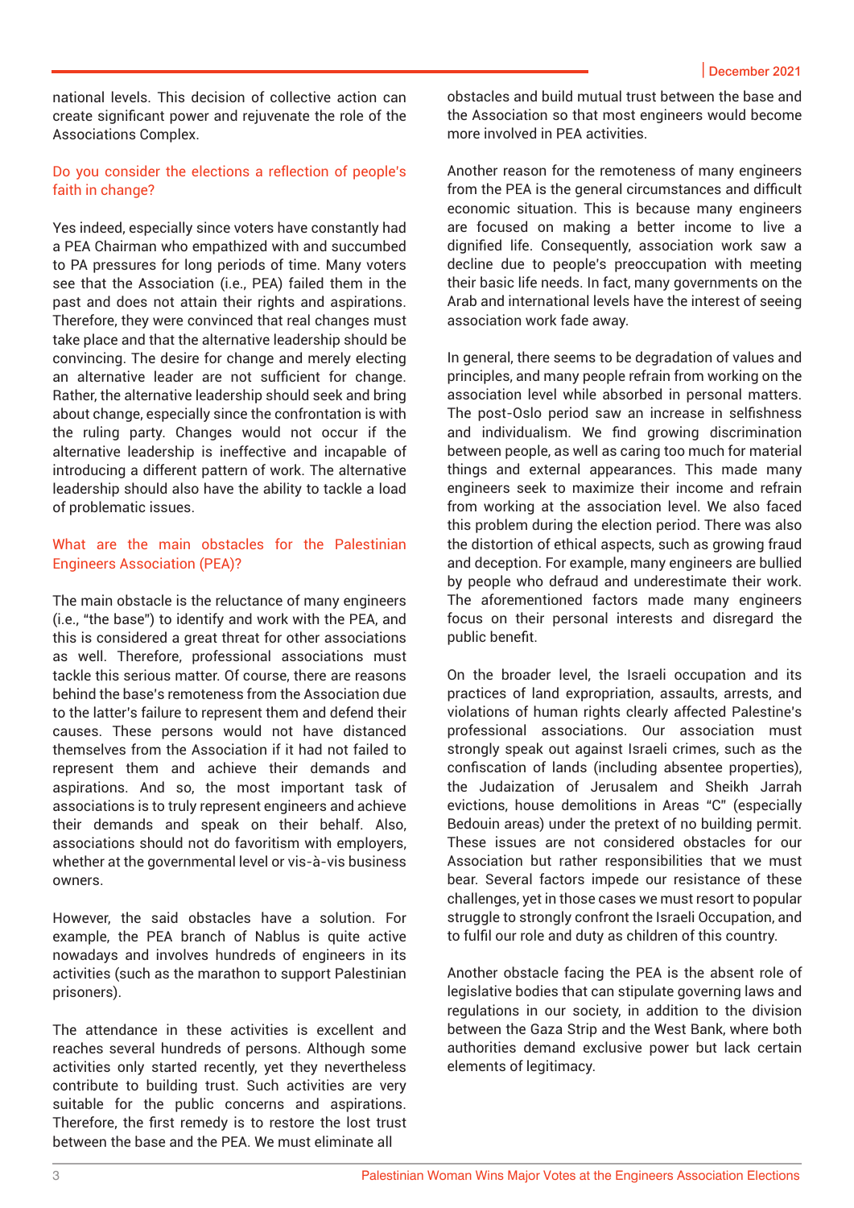national levels. This decision of collective action can create significant power and rejuvenate the role of the Associations Complex.

### Do you consider the elections a reflection of people's faith in change?

Yes indeed, especially since voters have constantly had a PEA Chairman who empathized with and succumbed to PA pressures for long periods of time. Many voters see that the Association (i.e., PEA) failed them in the past and does not attain their rights and aspirations. Therefore, they were convinced that real changes must take place and that the alternative leadership should be convincing. The desire for change and merely electing an alternative leader are not sufficient for change. Rather, the alternative leadership should seek and bring about change, especially since the confrontation is with the ruling party. Changes would not occur if the alternative leadership is ineffective and incapable of introducing a different pattern of work. The alternative leadership should also have the ability to tackle a load of problematic issues.

### What are the main obstacles for the Palestinian Engineers Association (PEA)?

The main obstacle is the reluctance of many engineers (i.e., "the base") to identify and work with the PEA, and this is considered a great threat for other associations as well. Therefore, professional associations must tackle this serious matter. Of course, there are reasons behind the base's remoteness from the Association due to the latter's failure to represent them and defend their causes. These persons would not have distanced themselves from the Association if it had not failed to represent them and achieve their demands and aspirations. And so, the most important task of associations is to truly represent engineers and achieve their demands and speak on their behalf. Also, associations should not do favoritism with employers, whether at the governmental level or vis-à-vis business owners.

However, the said obstacles have a solution. For example, the PEA branch of Nablus is quite active nowadays and involves hundreds of engineers in its activities (such as the marathon to support Palestinian prisoners).

The attendance in these activities is excellent and reaches several hundreds of persons. Although some activities only started recently, yet they nevertheless contribute to building trust. Such activities are very suitable for the public concerns and aspirations. Therefore, the first remedy is to restore the lost trust between the base and the PEA. We must eliminate all obstacles and build mutual trust between the base and the Association so that most engineers would become more involved in PEA activities.

Another reason for the remoteness of many engineers from the PEA is the general circumstances and difficult economic situation. This is because many engineers are focused on making a better income to live a dignified life. Consequently, association work saw a decline due to people's preoccupation with meeting their basic life needs. In fact, many governments on the Arab and international levels have the interest of seeing association work fade away.

In general, there seems to be degradation of values and principles, and many people refrain from working on the association level while absorbed in personal matters. The post-Oslo period saw an increase in selfishness and individualism. We find growing discrimination between people, as well as caring too much for material things and external appearances. This made many engineers seek to maximize their income and refrain from working at the association level. We also faced this problem during the election period. There was also the distortion of ethical aspects, such as growing fraud and deception. For example, many engineers are bullied by people who defraud and underestimate their work. The aforementioned factors made many engineers focus on their personal interests and disregard the public benefit.

On the broader level, the Israeli occupation and its practices of land expropriation, assaults, arrests, and violations of human rights clearly affected Palestine's professional associations. Our association must strongly speak out against Israeli crimes, such as the confiscation of lands (including absentee properties), the Judaization of Jerusalem and Sheikh Jarrah evictions, house demolitions in Areas "C" (especially Bedouin areas) under the pretext of no building permit. These issues are not considered obstacles for our Association but rather responsibilities that we must bear. Several factors impede our resistance of these challenges, yet in those cases we must resort to popular struggle to strongly confront the Israeli Occupation, and to fulfil our role and duty as children of this country.

Another obstacle facing the PEA is the absent role of legislative bodies that can stipulate governing laws and regulations in our society, in addition to the division between the Gaza Strip and the West Bank, where both authorities demand exclusive power but lack certain elements of legitimacy.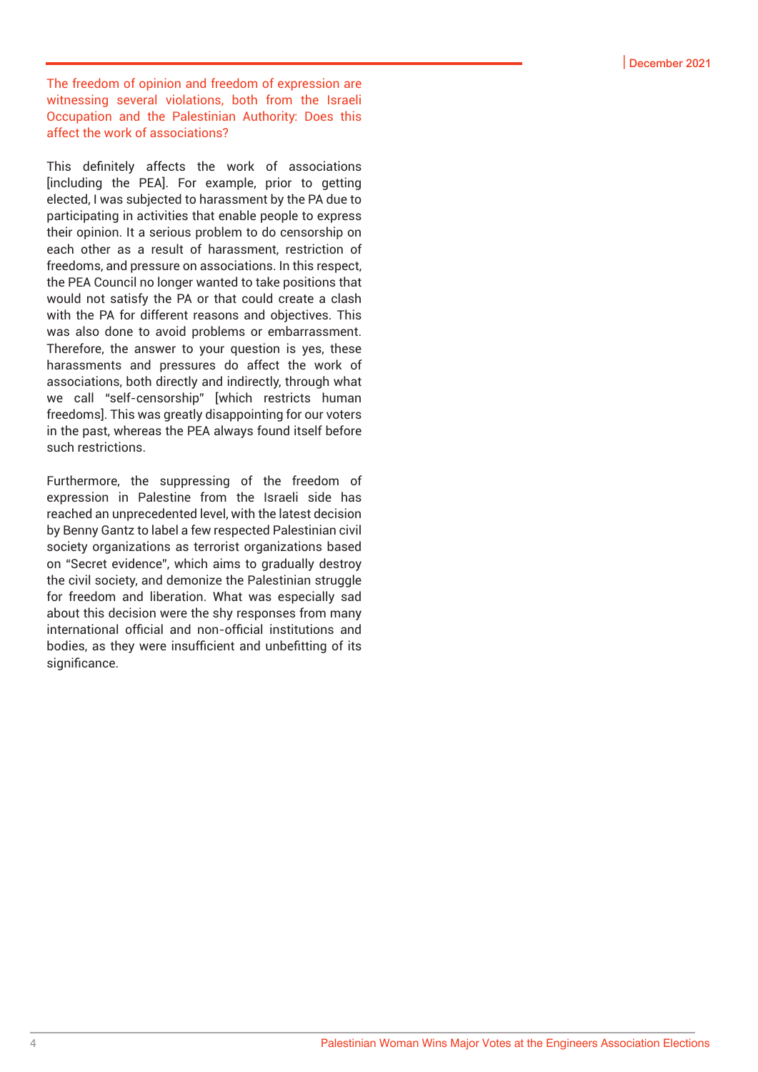**The freedom of opinion and freedom of expression are witnessing several violations, both from the Israeli Occupation and the Palestinian Authority: Does this affect the work of associations?**

This definitely affects the work of associations [including the PEA]. For example, prior to getting elected, I was subjected to harassment by the PA due to participating in activities that enable people to express their opinion. It a serious problem to do censorship on each other as a result of harassment, restriction of freedoms, and pressure on associations. In this respect, the PEA Council no longer wanted to take positions that would not satisfy the PA or that could create a clash with the PA for different reasons and objectives. This was also done to avoid problems or embarrassment. Therefore, the answer to your question is yes, these harassments and pressures do affect the work of associations, both directly and indirectly, through what we call "self-censorship" [which restricts human freedoms]. This was greatly disappointing for our voters in the past, whereas the PEA always found itself before such restrictions.

Furthermore, the suppressing of the freedom of expression in Palestine from the Israeli side has reached an unprecedented level, with the latest decision by Benny Gantz to label a few respected Palestinian civil society organizations as terrorist organizations based on "Secret evidence", which aims to gradually destroy the civil society, and demonize the Palestinian struggle for freedom and liberation. What was especially sad about this decision were the shy responses from many international official and non-official institutions and bodies, as they were insufficient and unbefitting of its significance.